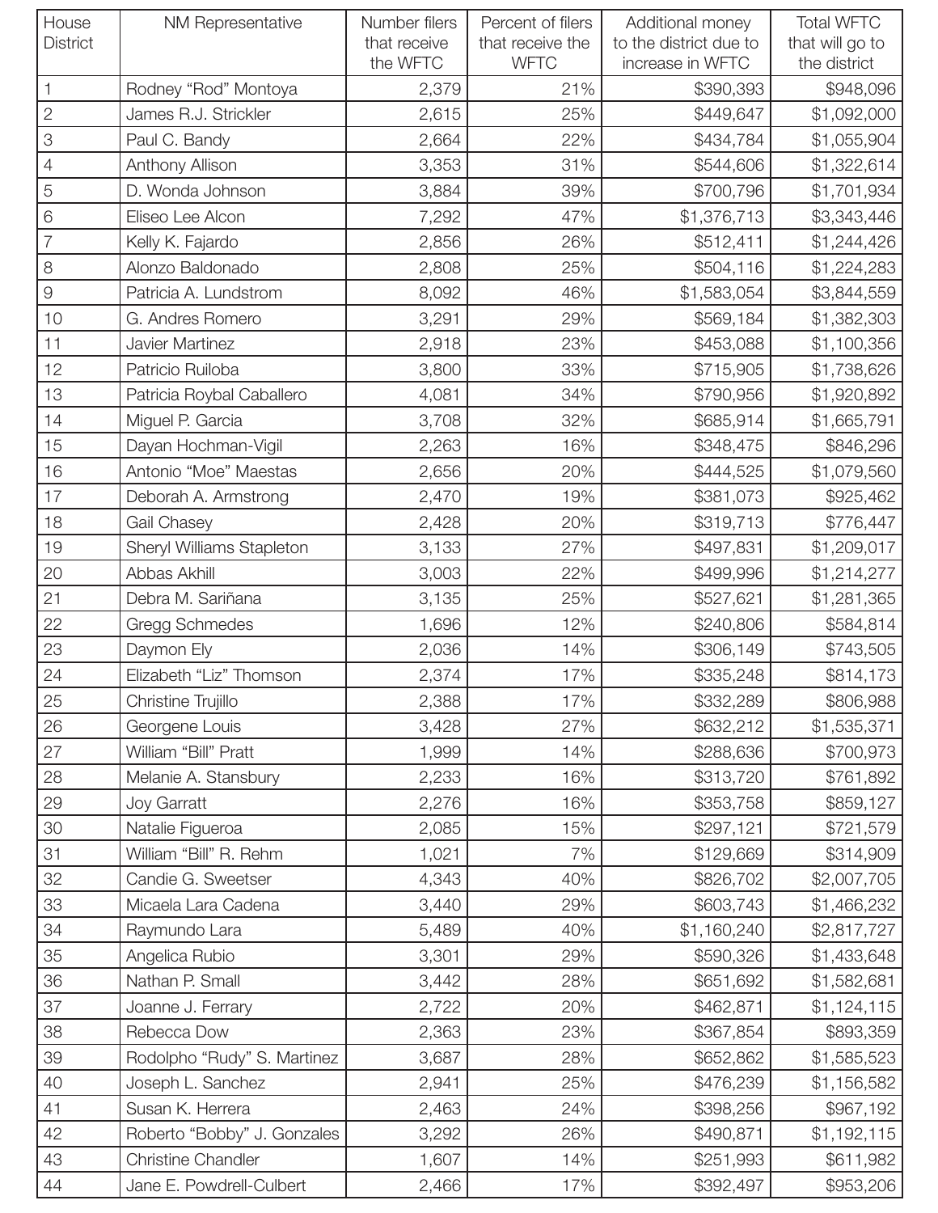| House District | NM Representative | Number filers that receive the WFTC | Percent of filers that receive the WFTC | Additional money to the district due to increase in WFTC | Total WFTC that will go to the district |
|---|---|---|---|---|---|
| 1 | Rodney “Rod” Montoya | 2,379 | 21% | $390,393 | $948,096 |
| 2 | James R.J. Strickler | 2,615 | 25% | $449,647 | $1,092,000 |
| 3 | Paul C. Bandy | 2,664 | 22% | $434,784 | $1,055,904 |
| 4 | Anthony Allison | 3,353 | 31% | $544,606 | $1,322,614 |
| 5 | D. Wonda Johnson | 3,884 | 39% | $700,796 | $1,701,934 |
| 6 | Eliseo Lee Alcon | 7,292 | 47% | $1,376,713 | $3,343,446 |
| 7 | Kelly K. Fajardo | 2,856 | 26% | $512,411 | $1,244,426 |
| 8 | Alonzo Baldonado | 2,808 | 25% | $504,116 | $1,224,283 |
| 9 | Patricia A. Lundstrom | 8,092 | 46% | $1,583,054 | $3,844,559 |
| 10 | G. Andres Romero | 3,291 | 29% | $569,184 | $1,382,303 |
| 11 | Javier Martinez | 2,918 | 23% | $453,088 | $1,100,356 |
| 12 | Patricio Ruiloba | 3,800 | 33% | $715,905 | $1,738,626 |
| 13 | Patricia Roybal Caballero | 4,081 | 34% | $790,956 | $1,920,892 |
| 14 | Miguel P. Garcia | 3,708 | 32% | $685,914 | $1,665,791 |
| 15 | Dayan Hochman-Vigil | 2,263 | 16% | $348,475 | $846,296 |
| 16 | Antonio “Moe” Maestas | 2,656 | 20% | $444,525 | $1,079,560 |
| 17 | Deborah A. Armstrong | 2,470 | 19% | $381,073 | $925,462 |
| 18 | Gail Chasey | 2,428 | 20% | $319,713 | $776,447 |
| 19 | Sheryl Williams Stapleton | 3,133 | 27% | $497,831 | $1,209,017 |
| 20 | Abbas Akhill | 3,003 | 22% | $499,996 | $1,214,277 |
| 21 | Debra M. Sariñana | 3,135 | 25% | $527,621 | $1,281,365 |
| 22 | Gregg Schmedes | 1,696 | 12% | $240,806 | $584,814 |
| 23 | Daymon Ely | 2,036 | 14% | $306,149 | $743,505 |
| 24 | Elizabeth “Liz” Thomson | 2,374 | 17% | $335,248 | $814,173 |
| 25 | Christine Trujillo | 2,388 | 17% | $332,289 | $806,988 |
| 26 | Georgene Louis | 3,428 | 27% | $632,212 | $1,535,371 |
| 27 | William “Bill” Pratt | 1,999 | 14% | $288,636 | $700,973 |
| 28 | Melanie A. Stansbury | 2,233 | 16% | $313,720 | $761,892 |
| 29 | Joy Garratt | 2,276 | 16% | $353,758 | $859,127 |
| 30 | Natalie Figueroa | 2,085 | 15% | $297,121 | $721,579 |
| 31 | William “Bill” R. Rehm | 1,021 | 7% | $129,669 | $314,909 |
| 32 | Candie G. Sweetser | 4,343 | 40% | $826,702 | $2,007,705 |
| 33 | Micaela Lara Cadena | 3,440 | 29% | $603,743 | $1,466,232 |
| 34 | Raymundo Lara | 5,489 | 40% | $1,160,240 | $2,817,727 |
| 35 | Angelica Rubio | 3,301 | 29% | $590,326 | $1,433,648 |
| 36 | Nathan P. Small | 3,442 | 28% | $651,692 | $1,582,681 |
| 37 | Joanne J. Ferrary | 2,722 | 20% | $462,871 | $1,124,115 |
| 38 | Rebecca Dow | 2,363 | 23% | $367,854 | $893,359 |
| 39 | Rodolpho “Rudy” S. Martinez | 3,687 | 28% | $652,862 | $1,585,523 |
| 40 | Joseph L. Sanchez | 2,941 | 25% | $476,239 | $1,156,582 |
| 41 | Susan K. Herrera | 2,463 | 24% | $398,256 | $967,192 |
| 42 | Roberto “Bobby” J. Gonzales | 3,292 | 26% | $490,871 | $1,192,115 |
| 43 | Christine Chandler | 1,607 | 14% | $251,993 | $611,982 |
| 44 | Jane E. Powdrell-Culbert | 2,466 | 17% | $392,497 | $953,206 |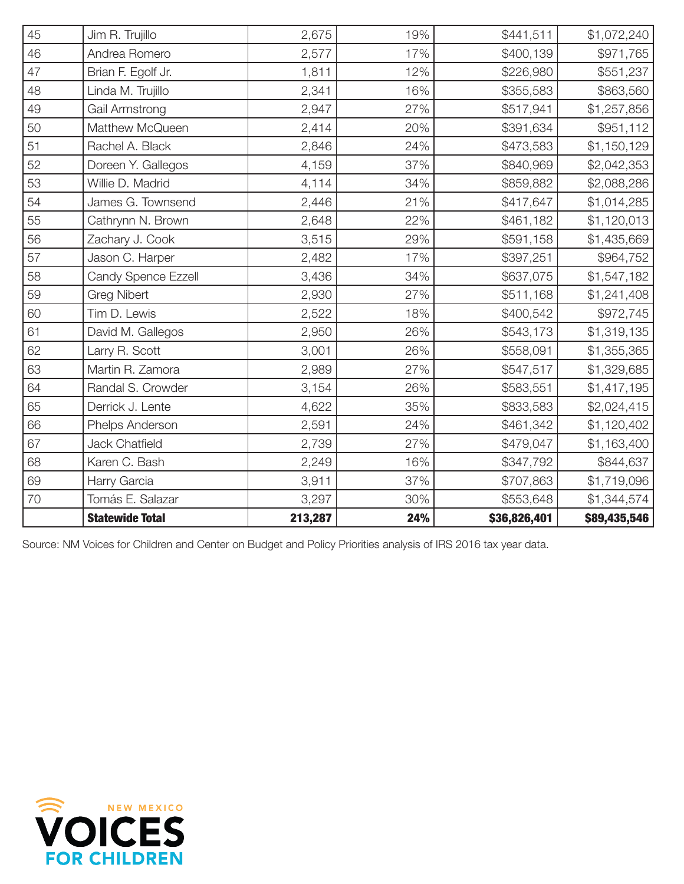| | | | | | |
|---|---|---|---|---|---|
| 45 | Jim R. Trujillo | 2,675 | 19% | $441,511 | $1,072,240 |
| 46 | Andrea Romero | 2,577 | 17% | $400,139 | $971,765 |
| 47 | Brian F. Egolf Jr. | 1,811 | 12% | $226,980 | $551,237 |
| 48 | Linda M. Trujillo | 2,341 | 16% | $355,583 | $863,560 |
| 49 | Gail Armstrong | 2,947 | 27% | $517,941 | $1,257,856 |
| 50 | Matthew McQueen | 2,414 | 20% | $391,634 | $951,112 |
| 51 | Rachel A. Black | 2,846 | 24% | $473,583 | $1,150,129 |
| 52 | Doreen Y. Gallegos | 4,159 | 37% | $840,969 | $2,042,353 |
| 53 | Willie D. Madrid | 4,114 | 34% | $859,882 | $2,088,286 |
| 54 | James G. Townsend | 2,446 | 21% | $417,647 | $1,014,285 |
| 55 | Cathrynn N. Brown | 2,648 | 22% | $461,182 | $1,120,013 |
| 56 | Zachary J. Cook | 3,515 | 29% | $591,158 | $1,435,669 |
| 57 | Jason C. Harper | 2,482 | 17% | $397,251 | $964,752 |
| 58 | Candy Spence Ezzell | 3,436 | 34% | $637,075 | $1,547,182 |
| 59 | Greg Nibert | 2,930 | 27% | $511,168 | $1,241,408 |
| 60 | Tim D. Lewis | 2,522 | 18% | $400,542 | $972,745 |
| 61 | David M. Gallegos | 2,950 | 26% | $543,173 | $1,319,135 |
| 62 | Larry R. Scott | 3,001 | 26% | $558,091 | $1,355,365 |
| 63 | Martin R. Zamora | 2,989 | 27% | $547,517 | $1,329,685 |
| 64 | Randal S. Crowder | 3,154 | 26% | $583,551 | $1,417,195 |
| 65 | Derrick J. Lente | 4,622 | 35% | $833,583 | $2,024,415 |
| 66 | Phelps Anderson | 2,591 | 24% | $461,342 | $1,120,402 |
| 67 | Jack Chatfield | 2,739 | 27% | $479,047 | $1,163,400 |
| 68 | Karen C. Bash | 2,249 | 16% | $347,792 | $844,637 |
| 69 | Harry Garcia | 3,911 | 37% | $707,863 | $1,719,096 |
| 70 | Tomás E. Salazar | 3,297 | 30% | $553,648 | $1,344,574 |
| | **Statewide Total** | **213,287** | **24%** | **$36,826,401** | **$89,435,546** |

Source: NM Voices for Children and Center on Budget and Policy Priorities analysis of IRS 2016 tax year data.

NEW MEXICO VOICES FOR CHILDREN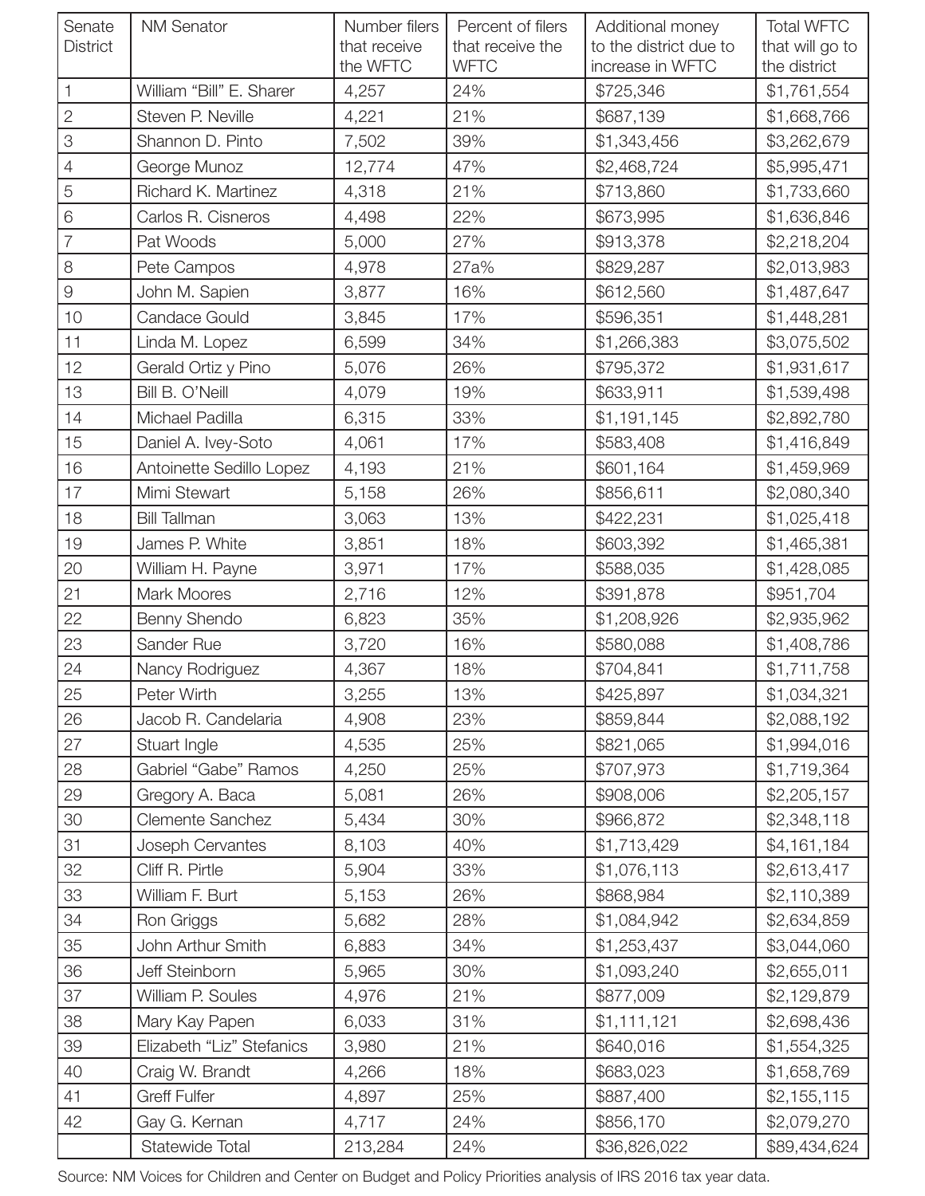| Senate District | NM Senator | Number filers that receive the WFTC | Percent of filers that receive the WFTC | Additional money to the district due to increase in WFTC | Total WFTC that will go to the district |
|---|---|---|---|---|---|
| 1 | William "Bill" E. Sharer | 4,257 | 24% | $725,346 | $1,761,554 |
| 2 | Steven P. Neville | 4,221 | 21% | $687,139 | $1,668,766 |
| 3 | Shannon D. Pinto | 7,502 | 39% | $1,343,456 | $3,262,679 |
| 4 | George Munoz | 12,774 | 47% | $2,468,724 | $5,995,471 |
| 5 | Richard K. Martinez | 4,318 | 21% | $713,860 | $1,733,660 |
| 6 | Carlos R. Cisneros | 4,498 | 22% | $673,995 | $1,636,846 |
| 7 | Pat Woods | 5,000 | 27% | $913,378 | $2,218,204 |
| 8 | Pete Campos | 4,978 | 27a% | $829,287 | $2,013,983 |
| 9 | John M. Sapien | 3,877 | 16% | $612,560 | $1,487,647 |
| 10 | Candace Gould | 3,845 | 17% | $596,351 | $1,448,281 |
| 11 | Linda M. Lopez | 6,599 | 34% | $1,266,383 | $3,075,502 |
| 12 | Gerald Ortiz y Pino | 5,076 | 26% | $795,372 | $1,931,617 |
| 13 | Bill B. O'Neill | 4,079 | 19% | $633,911 | $1,539,498 |
| 14 | Michael Padilla | 6,315 | 33% | $1,191,145 | $2,892,780 |
| 15 | Daniel A. Ivey-Soto | 4,061 | 17% | $583,408 | $1,416,849 |
| 16 | Antoinette Sedillo Lopez | 4,193 | 21% | $601,164 | $1,459,969 |
| 17 | Mimi Stewart | 5,158 | 26% | $856,611 | $2,080,340 |
| 18 | Bill Tallman | 3,063 | 13% | $422,231 | $1,025,418 |
| 19 | James P. White | 3,851 | 18% | $603,392 | $1,465,381 |
| 20 | William H. Payne | 3,971 | 17% | $588,035 | $1,428,085 |
| 21 | Mark Moores | 2,716 | 12% | $391,878 | $951,704 |
| 22 | Benny Shendo | 6,823 | 35% | $1,208,926 | $2,935,962 |
| 23 | Sander Rue | 3,720 | 16% | $580,088 | $1,408,786 |
| 24 | Nancy Rodriguez | 4,367 | 18% | $704,841 | $1,711,758 |
| 25 | Peter Wirth | 3,255 | 13% | $425,897 | $1,034,321 |
| 26 | Jacob R. Candelaria | 4,908 | 23% | $859,844 | $2,088,192 |
| 27 | Stuart Ingle | 4,535 | 25% | $821,065 | $1,994,016 |
| 28 | Gabriel "Gabe" Ramos | 4,250 | 25% | $707,973 | $1,719,364 |
| 29 | Gregory A. Baca | 5,081 | 26% | $908,006 | $2,205,157 |
| 30 | Clemente Sanchez | 5,434 | 30% | $966,872 | $2,348,118 |
| 31 | Joseph Cervantes | 8,103 | 40% | $1,713,429 | $4,161,184 |
| 32 | Cliff R. Pirtle | 5,904 | 33% | $1,076,113 | $2,613,417 |
| 33 | William F. Burt | 5,153 | 26% | $868,984 | $2,110,389 |
| 34 | Ron Griggs | 5,682 | 28% | $1,084,942 | $2,634,859 |
| 35 | John Arthur Smith | 6,883 | 34% | $1,253,437 | $3,044,060 |
| 36 | Jeff Steinborn | 5,965 | 30% | $1,093,240 | $2,655,011 |
| 37 | William P. Soules | 4,976 | 21% | $877,009 | $2,129,879 |
| 38 | Mary Kay Papen | 6,033 | 31% | $1,111,121 | $2,698,436 |
| 39 | Elizabeth "Liz" Stefanics | 3,980 | 21% | $640,016 | $1,554,325 |
| 40 | Craig W. Brandt | 4,266 | 18% | $683,023 | $1,658,769 |
| 41 | Greff Fulfer | 4,897 | 25% | $887,400 | $2,155,115 |
| 42 | Gay G. Kernan | 4,717 | 24% | $856,170 | $2,079,270 |
| | Statewide Total | 213,284 | 24% | $36,826,022 | $89,434,624 |

Source: NM Voices for Children and Center on Budget and Policy Priorities analysis of IRS 2016 tax year data.